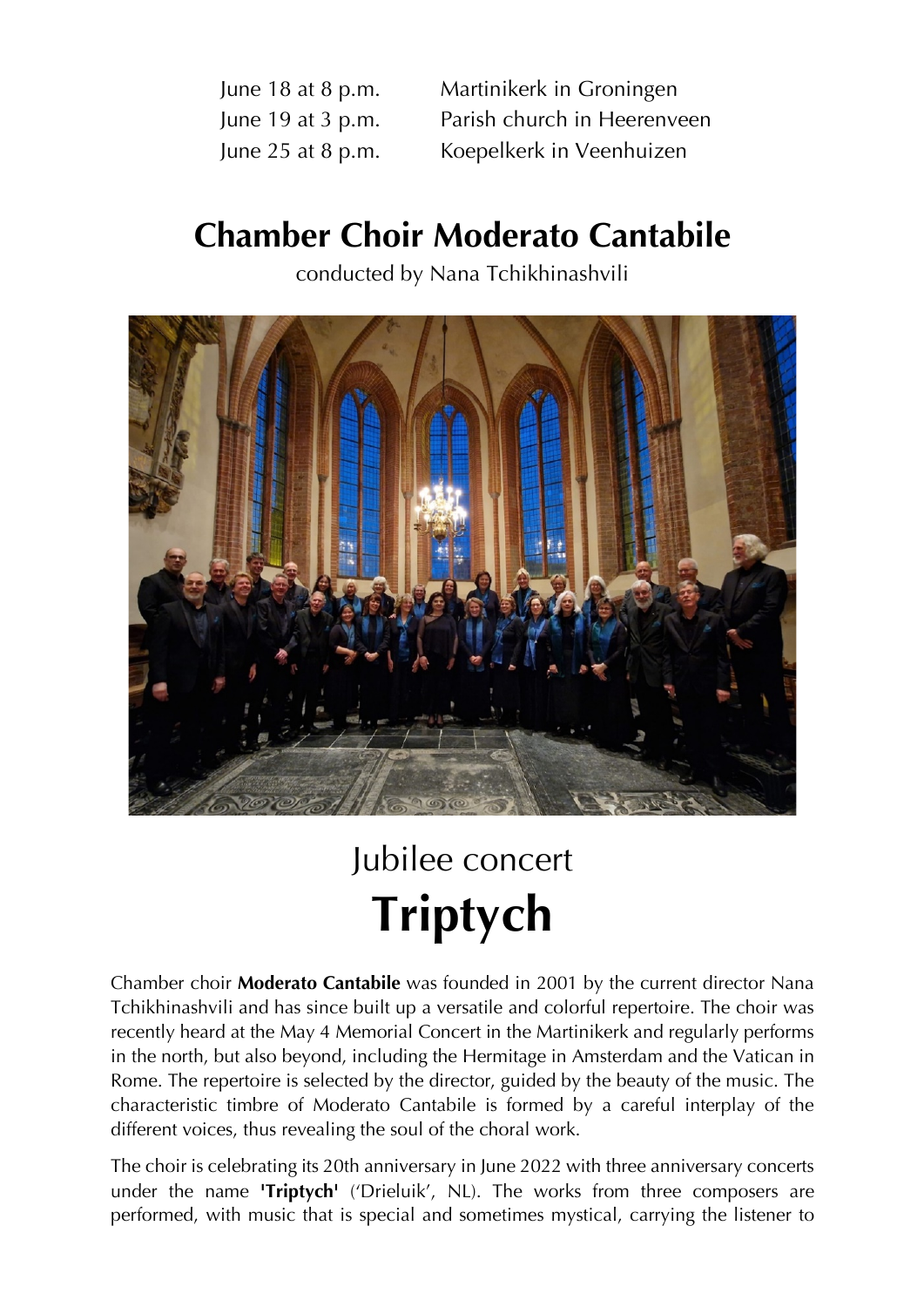| | |
|---|---|
| June 18 at 8 p.m. | Martinikerk in Groningen |
| June 19 at 3 p.m. | Parish church in Heerenveen |
| June 25 at 8 p.m. | Koepelkerk in Veenhuizen |

# Chamber Choir Moderato Cantabile

conducted by Nana Tchikhinashvili

## Jubilee concert

# Triptych

Chamber choir **Moderato Cantabile** was founded in 2001 by the current director Nana Tchikhinashvili and has since built up a versatile and colorful repertoire. The choir was recently heard at the May 4 Memorial Concert in the Martinikerk and regularly performs in the north, but also beyond, including the Hermitage in Amsterdam and the Vatican in Rome. The repertoire is selected by the director, guided by the beauty of the music. The characteristic timbre of Moderato Cantabile is formed by a careful interplay of the different voices, thus revealing the soul of the choral work.

The choir is celebrating its 20th anniversary in June 2022 with three anniversary concerts under the name **'Triptych'** ('Drieluik', NL). The works from three composers are performed, with music that is special and sometimes mystical, carrying the listener to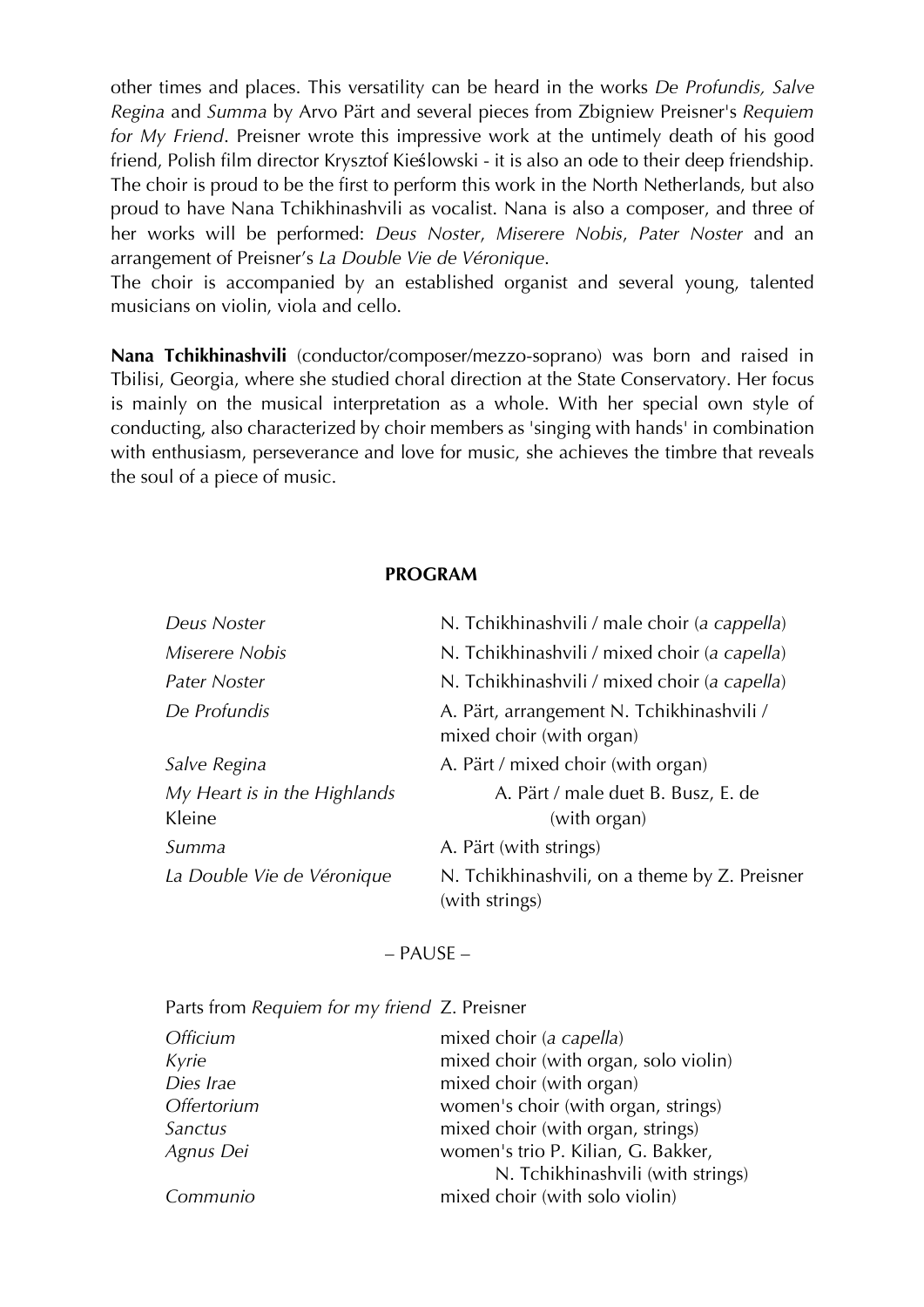other times and places. This versatility can be heard in the works *De Profundis, Salve Regina* and *Summa* by Arvo Pärt and several pieces from Zbigniew Preisner's *Requiem for My Friend*. Preisner wrote this impressive work at the untimely death of his good friend, Polish film director Krysztof Kieślowski - it is also an ode to their deep friendship. The choir is proud to be the first to perform this work in the North Netherlands, but also proud to have Nana Tchikhinashvili as vocalist. Nana is also a composer, and three of her works will be performed: *Deus Noster*, *Miserere Nobis*, *Pater Noster* and an arrangement of Preisner's *La Double Vie de Véronique*.
The choir is accompanied by an established organist and several young, talented musicians on violin, viola and cello.

**Nana Tchikhinashvili** (conductor/composer/mezzo-soprano) was born and raised in Tbilisi, Georgia, where she studied choral direction at the State Conservatory. Her focus is mainly on the musical interpretation as a whole. With her special own style of conducting, also characterized by choir members as 'singing with hands' in combination with enthusiasm, perseverance and love for music, she achieves the timbre that reveals the soul of a piece of music.

## PROGRAM

| | |
|---|---|
| *Deus Noster* | N. Tchikhinashvili / male choir (*a cappella*) |
| *Miserere Nobis* | N. Tchikhinashvili / mixed choir (*a capella*) |
| *Pater Noster* | N. Tchikhinashvili / mixed choir (*a capella*) |
| *De Profundis* | A. Pärt, arrangement N. Tchikhinashvili / mixed choir (with organ) |
| *Salve Regina* | A. Pärt / mixed choir (with organ) |
| *My Heart is in the Highlands* | A. Pärt / male duet B. Busz, E. de Kleine (with organ) |
| *Summa* | A. Pärt (with strings) |
| *La Double Vie de Véronique* | N. Tchikhinashvili, on a theme by Z. Preisner (with strings) |

– PAUSE –

Parts from *Requiem for my friend* Z. Preisner

| | |
|---|---|
| *Officium* | mixed choir (*a capella*) |
| *Kyrie* | mixed choir (with organ, solo violin) |
| *Dies Irae* | mixed choir (with organ) |
| *Offertorium* | women's choir (with organ, strings) |
| *Sanctus* | mixed choir (with organ, strings) |
| *Agnus Dei* | women's trio P. Kilian, G. Bakker, N. Tchikhinashvili (with strings) |
| *Communio* | mixed choir (with solo violin) |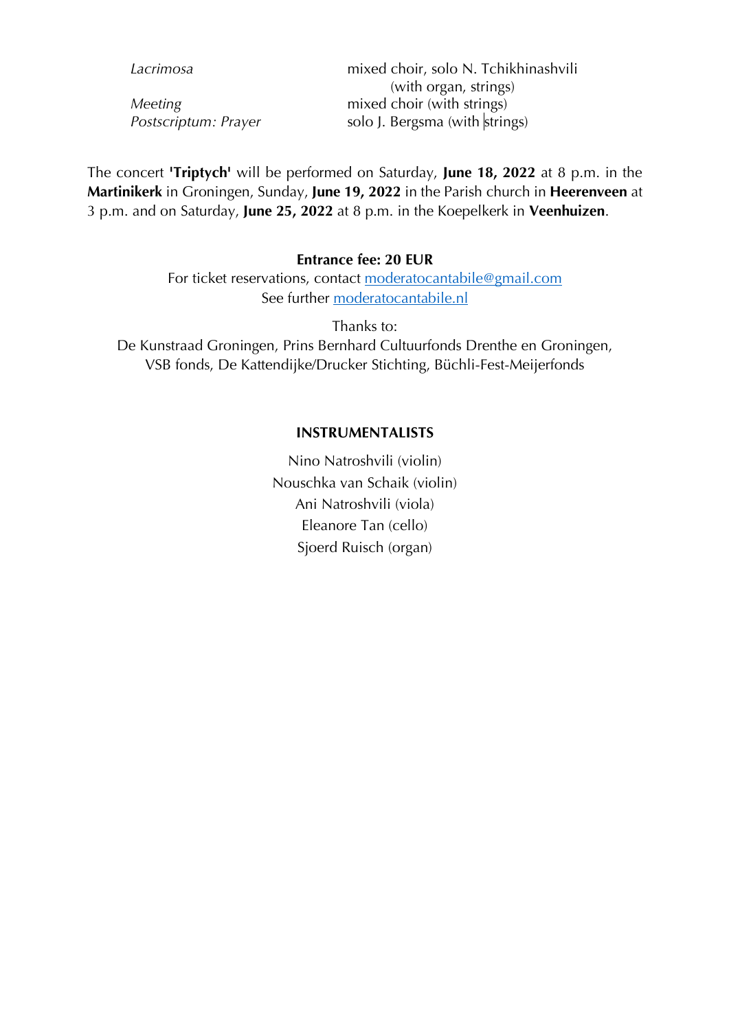| | |
|---|---|
| *Lacrimosa* | mixed choir, solo N. Tchikhinashvili (with organ, strings) |
| *Meeting* | mixed choir (with strings) |
| *Postscriptum: Prayer* | solo J. Bergsma (with strings) |

The concert **'Triptych'** will be performed on Saturday, **June 18, 2022** at 8 p.m. in the **Martinikerk** in Groningen, Sunday, **June 19, 2022** in the Parish church in **Heerenveen** at 3 p.m. and on Saturday, **June 25, 2022** at 8 p.m. in the Koepelkerk in **Veenhuizen**.

**Entrance fee: 20 EUR**

For ticket reservations, contact moderatocantabile@gmail.com

See further moderatocantabile.nl

Thanks to:

De Kunstraad Groningen, Prins Bernhard Cultuurfonds Drenthe en Groningen, VSB fonds, De Kattendijke/Drucker Stichting, Büchli-Fest-Meijerfonds

**INSTRUMENTALISTS**

Nino Natroshvili (violin)

Nouschka van Schaik (violin)

Ani Natroshvili (viola)

Eleanore Tan (cello)

Sjoerd Ruisch (organ)